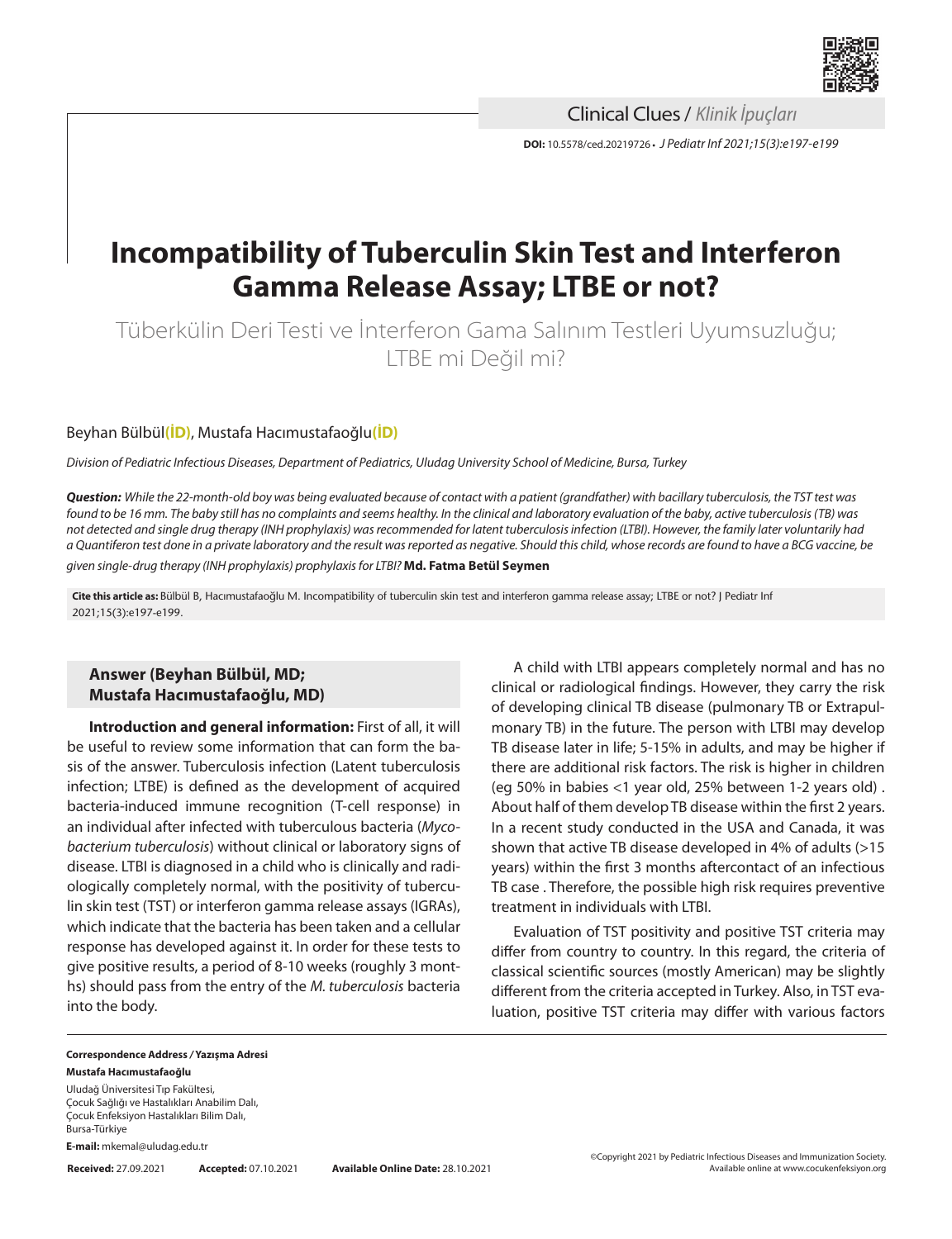Clinical Clues / *Klinik İpuçları*

**DOI:** 10.5578/ced.20219726 • *J Pediatr Inf 2021;15(3):e197-e199*

# Incompatibility of Tuberculin Skin Test and Interferon Gamma Release Assay; LTBE or not?

Tüberkülin Deri Testi ve İnterferon Gama Salınım Testleri Uyumsuzluğu; LTBE mi Değil mi?

Beyhan Bülbül(İD), Mustafa Hacımustafaoğlu(İD)

*Division of Pediatric Infectious Diseases, Department of Pediatrics, Uludag University School of Medicine, Bursa, Turkey*

***Question:*** *While the 22-month-old boy was being evaluated because of contact with a patient (grandfather) with bacillary tuberculosis, the TST test was found to be 16 mm. The baby still has no complaints and seems healthy. In the clinical and laboratory evaluation of the baby, active tuberculosis (TB) was not detected and single drug therapy (INH prophylaxis) was recommended for latent tuberculosis infection (LTBI). However, the family later voluntarily had a Quantiferon test done in a private laboratory and the result was reported as negative. Should this child, whose records are found to have a BCG vaccine, be given single-drug therapy (INH prophylaxis) prophylaxis for LTBI?* **Md. Fatma Betül Seymen**

**Cite this article as:** Bülbül B, Hacımustafaoğlu M. Incompatibility of tuberculin skin test and interferon gamma release assay; LTBE or not? J Pediatr Inf 2021;15(3):e197-e199.

## Answer (Beyhan Bülbül, MD; Mustafa Hacımustafaoğlu, MD)

**Introduction and general information:** First of all, it will be useful to review some information that can form the basis of the answer. Tuberculosis infection (Latent tuberculosis infection; LTBE) is defined as the development of acquired bacteria-induced immune recognition (T-cell response) in an individual after infected with tuberculous bacteria (*Mycobacterium tuberculosis*) without clinical or laboratory signs of disease. LTBI is diagnosed in a child who is clinically and radiologically completely normal, with the positivity of tuberculin skin test (TST) or interferon gamma release assays (IGRAs), which indicate that the bacteria has been taken and a cellular response has developed against it. In order for these tests to give positive results, a period of 8-10 weeks (roughly 3 months) should pass from the entry of the *M. tuberculosis* bacteria into the body.

A child with LTBI appears completely normal and has no clinical or radiological findings. However, they carry the risk of developing clinical TB disease (pulmonary TB or Extrapulmonary TB) in the future. The person with LTBI may develop TB disease later in life; 5-15% in adults, and may be higher if there are additional risk factors. The risk is higher in children (eg 50% in babies <1 year old, 25% between 1-2 years old) . About half of them develop TB disease within the first 2 years. In a recent study conducted in the USA and Canada, it was shown that active TB disease developed in 4% of adults (>15 years) within the first 3 months aftercontact of an infectious TB case . Therefore, the possible high risk requires preventive treatment in individuals with LTBI.

Evaluation of TST positivity and positive TST criteria may differ from country to country. In this regard, the criteria of classical scientific sources (mostly American) may be slightly different from the criteria accepted in Turkey. Also, in TST evaluation, positive TST criteria may differ with various factors

**Correspondence Address / Yazışma Adresi**
**Mustafa Hacımustafaoğlu**
Uludağ Üniversitesi Tıp Fakültesi,
Çocuk Sağlığı ve Hastalıkları Anabilim Dalı,
Çocuk Enfeksiyon Hastalıkları Bilim Dalı,
Bursa-Türkiye
**E-mail:** mkemal@uludag.edu.tr

**Received:** 27.09.2021 **Accepted:** 07.10.2021 **Available Online Date:** 28.10.2021

©Copyright 2021 by Pediatric Infectious Diseases and Immunization Society.
Available online at www.cocukenfeksiyon.org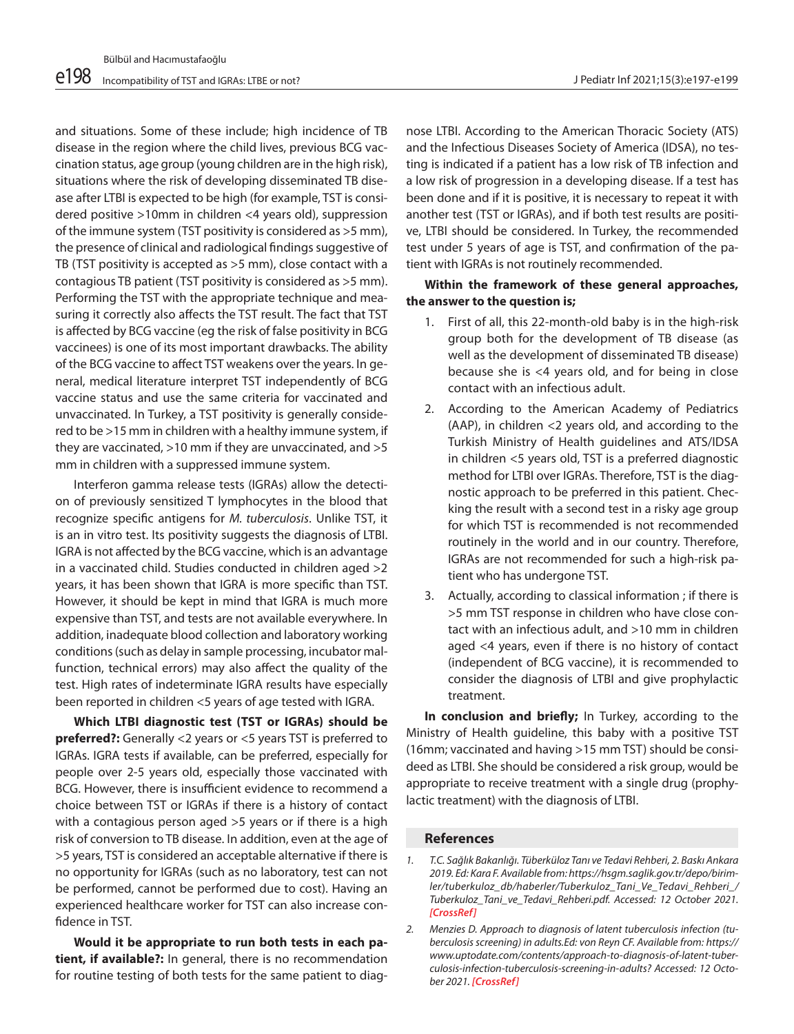and situations. Some of these include; high incidence of TB disease in the region where the child lives, previous BCG vaccination status, age group (young children are in the high risk), situations where the risk of developing disseminated TB disease after LTBI is expected to be high (for example, TST is considered positive >10mm in children <4 years old), suppression of the immune system (TST positivity is considered as >5 mm), the presence of clinical and radiological findings suggestive of TB (TST positivity is accepted as >5 mm), close contact with a contagious TB patient (TST positivity is considered as >5 mm). Performing the TST with the appropriate technique and measuring it correctly also affects the TST result. The fact that TST is affected by BCG vaccine (eg the risk of false positivity in BCG vaccinees) is one of its most important drawbacks. The ability of the BCG vaccine to affect TST weakens over the years. In general, medical literature interpret TST independently of BCG vaccine status and use the same criteria for vaccinated and unvaccinated. In Turkey, a TST positivity is generally considered to be >15 mm in children with a healthy immune system, if they are vaccinated, >10 mm if they are unvaccinated, and >5 mm in children with a suppressed immune system.

Interferon gamma release tests (IGRAs) allow the detection of previously sensitized T lymphocytes in the blood that recognize specific antigens for *M. tuberculosis*. Unlike TST, it is an in vitro test. Its positivity suggests the diagnosis of LTBI. IGRA is not affected by the BCG vaccine, which is an advantage in a vaccinated child. Studies conducted in children aged >2 years, it has been shown that IGRA is more specific than TST. However, it should be kept in mind that IGRA is much more expensive than TST, and tests are not available everywhere. In addition, inadequate blood collection and laboratory working conditions (such as delay in sample processing, incubator malfunction, technical errors) may also affect the quality of the test. High rates of indeterminate IGRA results have especially been reported in children <5 years of age tested with IGRA.

**Which LTBI diagnostic test (TST or IGRAs) should be preferred?:** Generally <2 years or <5 years TST is preferred to IGRAs. IGRA tests if available, can be preferred, especially for people over 2-5 years old, especially those vaccinated with BCG. However, there is insufficient evidence to recommend a choice between TST or IGRAs if there is a history of contact with a contagious person aged >5 years or if there is a high risk of conversion to TB disease. In addition, even at the age of >5 years, TST is considered an acceptable alternative if there is no opportunity for IGRAs (such as no laboratory, test can not be performed, cannot be performed due to cost). Having an experienced healthcare worker for TST can also increase confidence in TST.

**Would it be appropriate to run both tests in each patient, if available?:** In general, there is no recommendation for routine testing of both tests for the same patient to diagnose LTBI. According to the American Thoracic Society (ATS) and the Infectious Diseases Society of America (IDSA), no testing is indicated if a patient has a low risk of TB infection and a low risk of progression in a developing disease. If a test has been done and if it is positive, it is necessary to repeat it with another test (TST or IGRAs), and if both test results are positive, LTBI should be considered. In Turkey, the recommended test under 5 years of age is TST, and confirmation of the patient with IGRAs is not routinely recommended.

**Within the framework of these general approaches, the answer to the question is;**

1. First of all, this 22-month-old baby is in the high-risk group both for the development of TB disease (as well as the development of disseminated TB disease) because she is <4 years old, and for being in close contact with an infectious adult.
2. According to the American Academy of Pediatrics (AAP), in children <2 years old, and according to the Turkish Ministry of Health guidelines and ATS/IDSA in children <5 years old, TST is a preferred diagnostic method for LTBI over IGRAs. Therefore, TST is the diagnostic approach to be preferred in this patient. Checking the result with a second test in a risky age group for which TST is recommended is not recommended routinely in the world and in our country. Therefore, IGRAs are not recommended for such a high-risk patient who has undergone TST.
3. Actually, according to classical information ; if there is >5 mm TST response in children who have close contact with an infectious adult, and >10 mm in children aged <4 years, even if there is no history of contact (independent of BCG vaccine), it is recommended to consider the diagnosis of LTBI and give prophylactic treatment.

**In conclusion and briefly;** In Turkey, according to the Ministry of Health guideline, this baby with a positive TST (16mm; vaccinated and having >15 mm TST) should be consideed as LTBI. She should be considered a risk group, would be appropriate to receive treatment with a single drug (prophylactic treatment) with the diagnosis of LTBI.

## References

1. *T.C. Sağlık Bakanlığı. Tüberküloz Tanı ve Tedavi Rehberi, 2. Baskı Ankara 2019. Ed: Kara F. Available from: https://hsgm.saglik.gov.tr/depo/birimler/tuberkuloz_db/haberler/Tuberkuloz_Tani_Ve_Tedavi_Rehberi_/Tuberkuloz_Tani_ve_Tedavi_Rehberi.pdf. Accessed: 12 October 2021.* ***[CrossRef]***
2. *Menzies D. Approach to diagnosis of latent tuberculosis infection (tuberculosis screening) in adults.Ed: von Reyn CF. Available from: https://www.uptodate.com/contents/approach-to-diagnosis-of-latent-tuberculosis-infection-tuberculosis-screening-in-adults? Accessed: 12 October 2021.* ***[CrossRef]***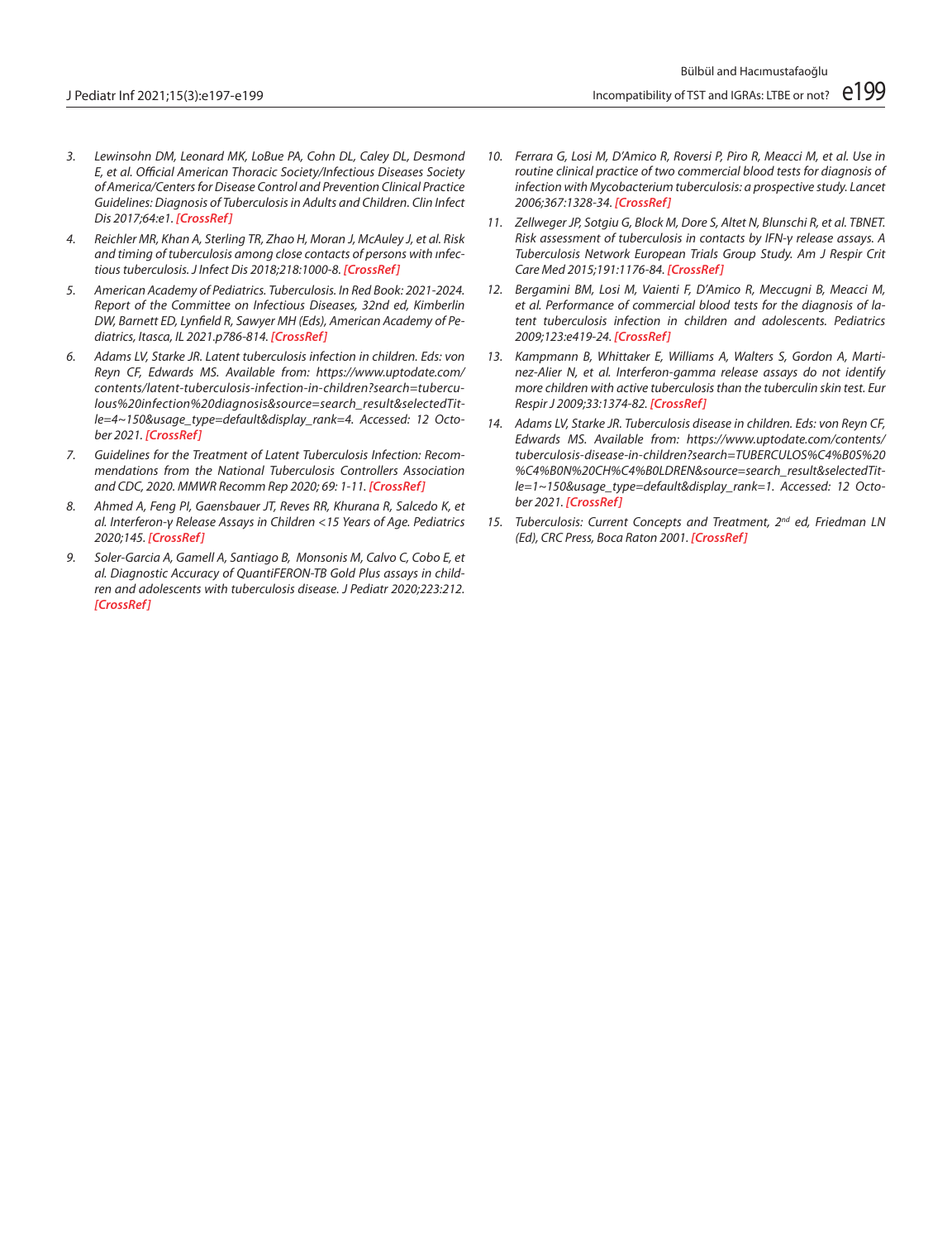3. *Lewinsohn DM, Leonard MK, LoBue PA, Cohn DL, Caley DL, Desmond E, et al. Official American Thoracic Society/Infectious Diseases Society of America/Centers for Disease Control and Prevention Clinical Practice Guidelines: Diagnosis of Tuberculosis in Adults and Children. Clin Infect Dis 2017;64:e1.* **[CrossRef]**

4. *Reichler MR, Khan A, Sterling TR, Zhao H, Moran J, McAuley J, et al. Risk and timing of tuberculosis among close contacts of persons with ınfectious tuberculosis. J Infect Dis 2018;218:1000-8.* **[CrossRef]**

5. *American Academy of Pediatrics. Tuberculosis. In Red Book: 2021-2024. Report of the Committee on Infectious Diseases, 32nd ed, Kimberlin DW, Barnett ED, Lynfield R, Sawyer MH (Eds), American Academy of Pediatrics, Itasca, IL 2021.p786-814.* **[CrossRef]**

6. *Adams LV, Starke JR. Latent tuberculosis infection in children. Eds: von Reyn CF, Edwards MS. Available from: https://www.uptodate.com/contents/latent-tuberculosis-infection-in-children?search=tuberculous%20infection%20diagnosis&source=search_result&selectedTitle=4~150&usage_type=default&display_rank=4. Accessed: 12 October 2021.* **[CrossRef]**

7. *Guidelines for the Treatment of Latent Tuberculosis Infection: Recommendations from the National Tuberculosis Controllers Association and CDC, 2020. MMWR Recomm Rep 2020; 69: 1-11.* **[CrossRef]**

8. *Ahmed A, Feng PI, Gaensbauer JT, Reves RR, Khurana R, Salcedo K, et al. Interferon-γ Release Assays in Children <15 Years of Age. Pediatrics 2020;145.* **[CrossRef]**

9. *Soler-Garcia A, Gamell A, Santiago B, Monsonis M, Calvo C, Cobo E, et al. Diagnostic Accuracy of QuantiFERON-TB Gold Plus assays in children and adolescents with tuberculosis disease. J Pediatr 2020;223:212.* **[CrossRef]**

10. *Ferrara G, Losi M, D'Amico R, Roversi P, Piro R, Meacci M, et al. Use in routine clinical practice of two commercial blood tests for diagnosis of infection with Mycobacterium tuberculosis: a prospective study. Lancet 2006;367:1328-34.* **[CrossRef]**

11. *Zellweger JP, Sotgiu G, Block M, Dore S, Altet N, Blunschi R, et al. TBNET. Risk assessment of tuberculosis in contacts by IFN-γ release assays. A Tuberculosis Network European Trials Group Study. Am J Respir Crit Care Med 2015;191:1176-84.* **[CrossRef]**

12. *Bergamini BM, Losi M, Vaienti F, D'Amico R, Meccugni B, Meacci M, et al. Performance of commercial blood tests for the diagnosis of latent tuberculosis infection in children and adolescents. Pediatrics 2009;123:e419-24.* **[CrossRef]**

13. *Kampmann B, Whittaker E, Williams A, Walters S, Gordon A, Martinez-Alier N, et al. Interferon-gamma release assays do not identify more children with active tuberculosis than the tuberculin skin test. Eur Respir J 2009;33:1374-82.* **[CrossRef]**

14. *Adams LV, Starke JR. Tuberculosis disease in children. Eds: von Reyn CF, Edwards MS. Available from: https://www.uptodate.com/contents/tuberculosis-disease-in-children?search=TUBERCULOS%C4%B0S%20%C4%B0N%20CH%C4%B0LDREN&source=search_result&selectedTitle=1~150&usage_type=default&display_rank=1. Accessed: 12 October 2021.* **[CrossRef]**

15. *Tuberculosis: Current Concepts and Treatment, 2nd ed, Friedman LN (Ed), CRC Press, Boca Raton 2001.* **[CrossRef]**